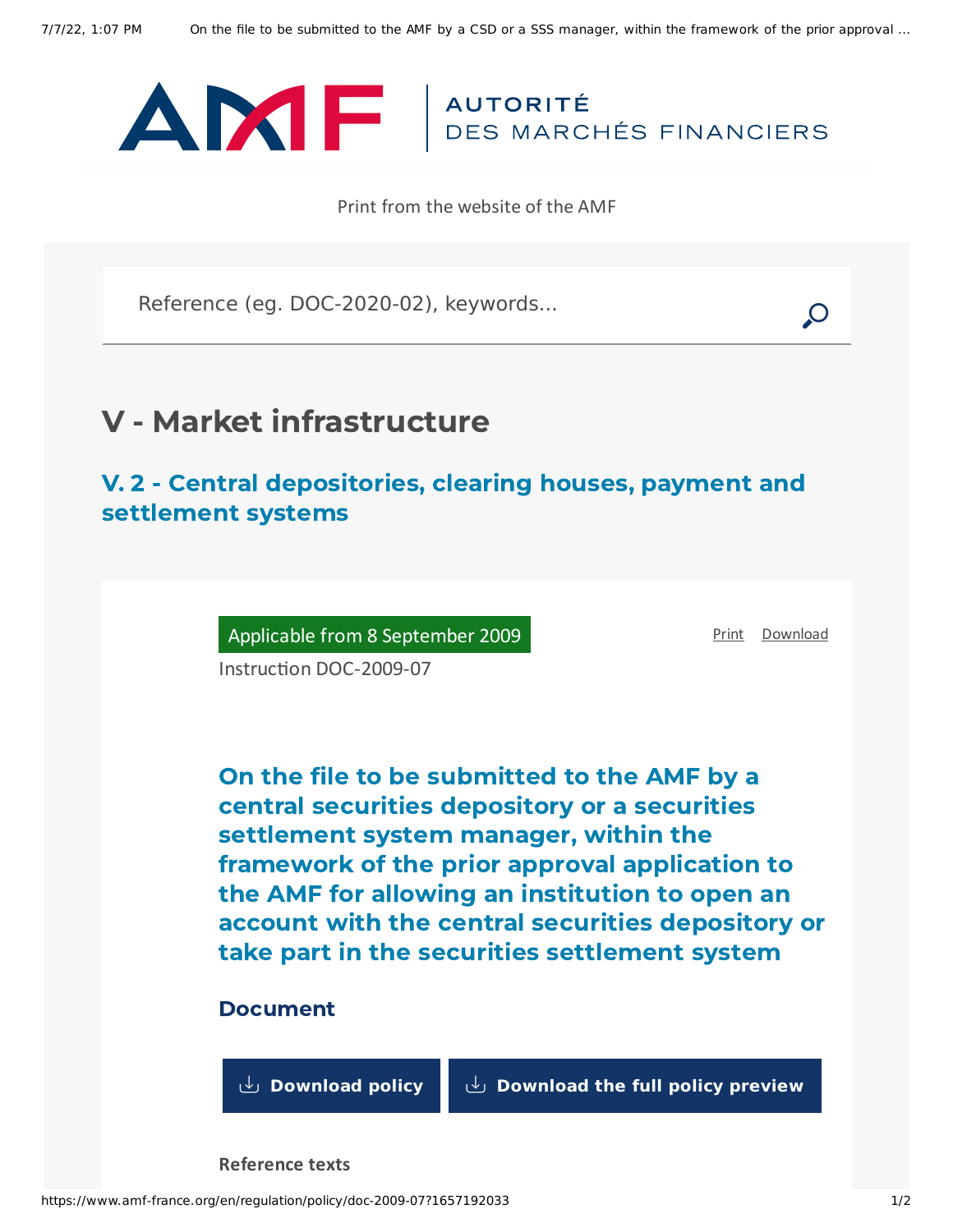Print from the website of the AMF

Reference (eg. DOC-2020-02), keywords...

# V - Market infrastructure

## V. 2 - Central depositories, clearing houses, payment and settlement systems

Applicable from 8 September 2009

Instruction DOC-2009-07

Print Download

### On the file to be submitted to the AMF by a central securities depository or a securities settlement system manager, within the framework of the prior approval application to the AMF for allowing an institution to open an account with the central securities depository or take part in the securities settlement system

#### Document

Download policy

Download the full policy preview

**Reference texts**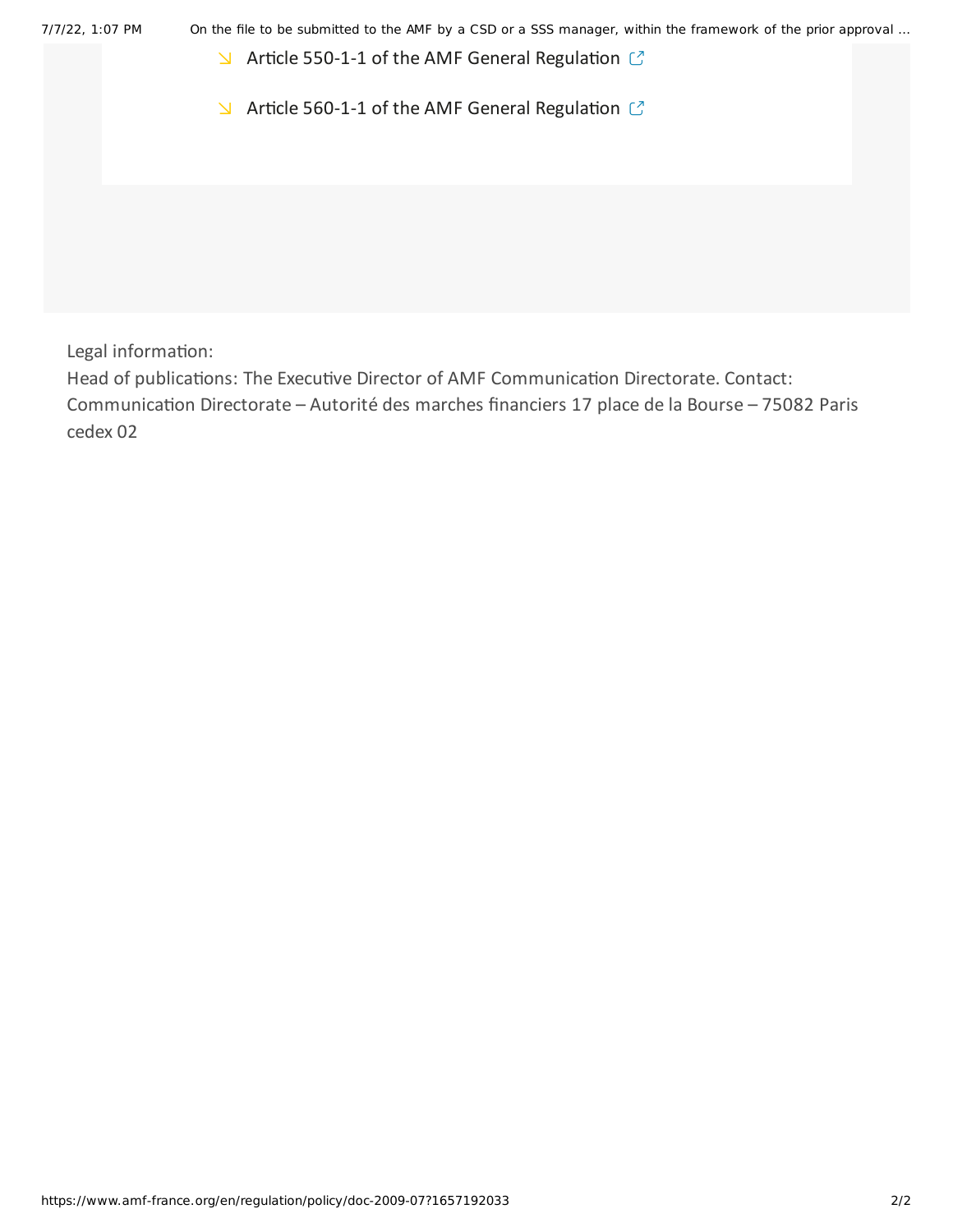- Article 550-1-1 of the AMF General Regulation
- Article 560-1-1 of the AMF General Regulation

Legal information:
Head of publications: The Executive Director of AMF Communication Directorate. Contact: Communication Directorate – Autorité des marches financiers 17 place de la Bourse – 75082 Paris cedex 02